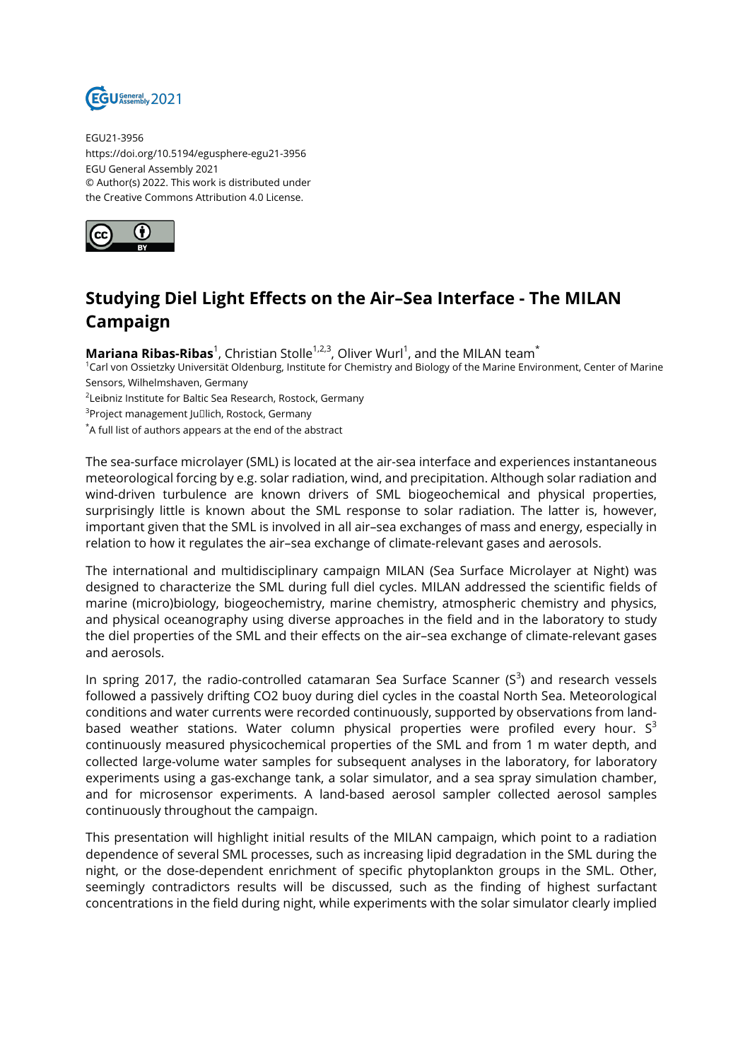EGU21-3956
https://doi.org/10.5194/egusphere-egu21-3956
EGU General Assembly 2021
© Author(s) 2022. This work is distributed under
the Creative Commons Attribution 4.0 License.

# Studying Diel Light Effects on the Air–Sea Interface - The MILAN Campaign

**Mariana Ribas-Ribas**[1], Christian Stolle[1,2,3], Oliver Wurl[1], and the MILAN team[*]

[1]Carl von Ossietzky Universität Oldenburg, Institute for Chemistry and Biology of the Marine Environment, Center of Marine Sensors, Wilhelmshaven, Germany

[2]Leibniz Institute for Baltic Sea Research, Rostock, Germany

[3]Project management Ju�lich, Rostock, Germany

[*]A full list of authors appears at the end of the abstract

The sea-surface microlayer (SML) is located at the air-sea interface and experiences instantaneous meteorological forcing by e.g. solar radiation, wind, and precipitation. Although solar radiation and wind-driven turbulence are known drivers of SML biogeochemical and physical properties, surprisingly little is known about the SML response to solar radiation. The latter is, however, important given that the SML is involved in all air–sea exchanges of mass and energy, especially in relation to how it regulates the air–sea exchange of climate-relevant gases and aerosols.

The international and multidisciplinary campaign MILAN (Sea Surface Microlayer at Night) was designed to characterize the SML during full diel cycles. MILAN addressed the scientific fields of marine (micro)biology, biogeochemistry, marine chemistry, atmospheric chemistry and physics, and physical oceanography using diverse approaches in the field and in the laboratory to study the diel properties of the SML and their effects on the air–sea exchange of climate-relevant gases and aerosols.

In spring 2017, the radio-controlled catamaran Sea Surface Scanner ($S^3$) and research vessels followed a passively drifting $CO_2$ buoy during diel cycles in the coastal North Sea. Meteorological conditions and water currents were recorded continuously, supported by observations from land-based weather stations. Water column physical properties were profiled every hour. $S^3$ continuously measured physicochemical properties of the SML and from 1 m water depth, and collected large-volume water samples for subsequent analyses in the laboratory, for laboratory experiments using a gas-exchange tank, a solar simulator, and a sea spray simulation chamber, and for microsensor experiments. A land-based aerosol sampler collected aerosol samples continuously throughout the campaign.

This presentation will highlight initial results of the MILAN campaign, which point to a radiation dependence of several SML processes, such as increasing lipid degradation in the SML during the night, or the dose-dependent enrichment of specific phytoplankton groups in the SML. Other, seemingly contradictors results will be discussed, such as the finding of highest surfactant concentrations in the field during night, while experiments with the solar simulator clearly implied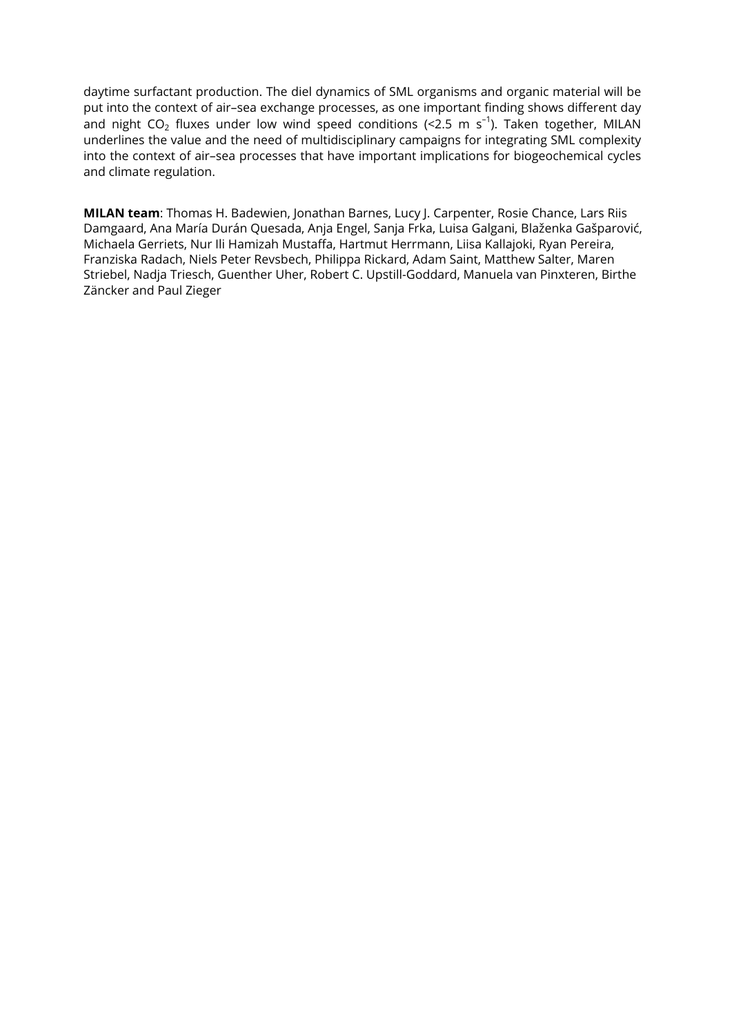daytime surfactant production. The diel dynamics of SML organisms and organic material will be put into the context of air–sea exchange processes, as one important finding shows different day and night $CO_2$ fluxes under low wind speed conditions (<2.5 m $s^{-1}$). Taken together, MILAN underlines the value and the need of multidisciplinary campaigns for integrating SML complexity into the context of air–sea processes that have important implications for biogeochemical cycles and climate regulation.

**MILAN team**: Thomas H. Badewien, Jonathan Barnes, Lucy J. Carpenter, Rosie Chance, Lars Riis Damgaard, Ana María Durán Quesada, Anja Engel, Sanja Frka, Luisa Galgani, Blaženka Gašparović, Michaela Gerriets, Nur Ili Hamizah Mustaffa, Hartmut Herrmann, Liisa Kallajoki, Ryan Pereira, Franziska Radach, Niels Peter Revsbech, Philippa Rickard, Adam Saint, Matthew Salter, Maren Striebel, Nadja Triesch, Guenther Uher, Robert C. Upstill-Goddard, Manuela van Pinxteren, Birthe Zäncker and Paul Zieger